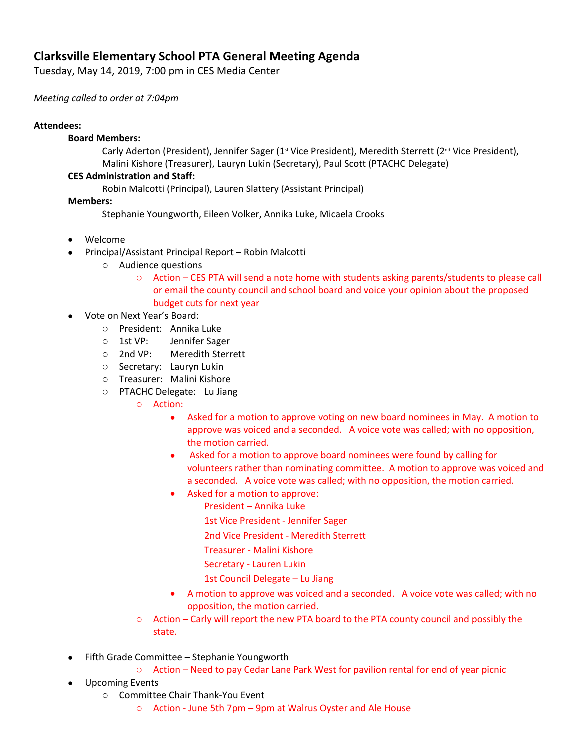# Clarksville Elementary School PTA General Meeting Agenda

Tuesday, May 14, 2019, 7:00 pm in CES Media Center

*Meeting called to order at 7:04pm*

**Attendees:**

**Board Members:**

Carly Aderton (President), Jennifer Sager (1st Vice President), Meredith Sterrett (2nd Vice President), Malini Kishore (Treasurer), Lauryn Lukin (Secretary), Paul Scott (PTACHC Delegate)

**CES Administration and Staff:**

Robin Malcotti (Principal), Lauren Slattery (Assistant Principal)

**Members:**

Stephanie Youngworth, Eileen Volker, Annika Luke, Micaela Crooks

- Welcome
- Principal/Assistant Principal Report – Robin Malcotti
  - Audience questions
    - Action – CES PTA will send a note home with students asking parents/students to please call or email the county council and school board and voice your opinion about the proposed budget cuts for next year
- Vote on Next Year's Board:
  - President: Annika Luke
  - 1st VP: Jennifer Sager
  - 2nd VP: Meredith Sterrett
  - Secretary: Lauryn Lukin
  - Treasurer: Malini Kishore
  - PTACHC Delegate: Lu Jiang
    - Action:
      - Asked for a motion to approve voting on new board nominees in May. A motion to approve was voiced and a seconded. A voice vote was called; with no opposition, the motion carried.
      - Asked for a motion to approve board nominees were found by calling for volunteers rather than nominating committee. A motion to approve was voiced and a seconded. A voice vote was called; with no opposition, the motion carried.
      - Asked for a motion to approve:

        President – Annika Luke

        1st Vice President - Jennifer Sager

        2nd Vice President - Meredith Sterrett

        Treasurer - Malini Kishore

        Secretary - Lauren Lukin

        1st Council Delegate – Lu Jiang
      - A motion to approve was voiced and a seconded. A voice vote was called; with no opposition, the motion carried.
    - Action – Carly will report the new PTA board to the PTA county council and possibly the state.
- Fifth Grade Committee – Stephanie Youngworth
  - Action – Need to pay Cedar Lane Park West for pavilion rental for end of year picnic
- Upcoming Events
  - Committee Chair Thank-You Event
    - Action - June 5th 7pm – 9pm at Walrus Oyster and Ale House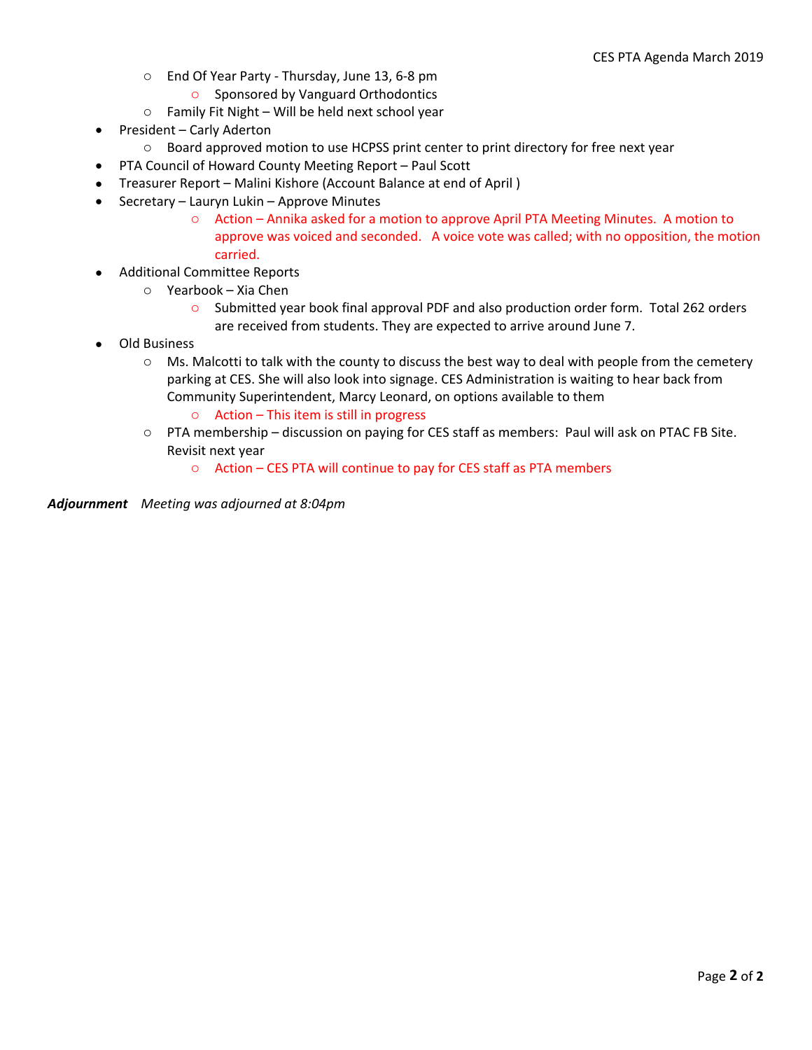- End Of Year Party - Thursday, June 13, 6-8 pm
  - Sponsored by Vanguard Orthodontics
- Family Fit Night – Will be held next school year

- President – Carly Aderton
  - Board approved motion to use HCPSS print center to print directory for free next year
- PTA Council of Howard County Meeting Report – Paul Scott
- Treasurer Report – Malini Kishore (Account Balance at end of April )
- Secretary – Lauryn Lukin – Approve Minutes
  - Action – Annika asked for a motion to approve April PTA Meeting Minutes. A motion to approve was voiced and seconded. A voice vote was called; with no opposition, the motion carried.
- Additional Committee Reports
  - Yearbook – Xia Chen
    - Submitted year book final approval PDF and also production order form. Total 262 orders are received from students. They are expected to arrive around June 7.
- Old Business
  - Ms. Malcotti to talk with the county to discuss the best way to deal with people from the cemetery parking at CES. She will also look into signage. CES Administration is waiting to hear back from Community Superintendent, Marcy Leonard, on options available to them
    - Action – This item is still in progress
  - PTA membership – discussion on paying for CES staff as members: Paul will ask on PTAC FB Site. Revisit next year
    - Action – CES PTA will continue to pay for CES staff as PTA members

***Adjournment*** *Meeting was adjourned at 8:04pm*